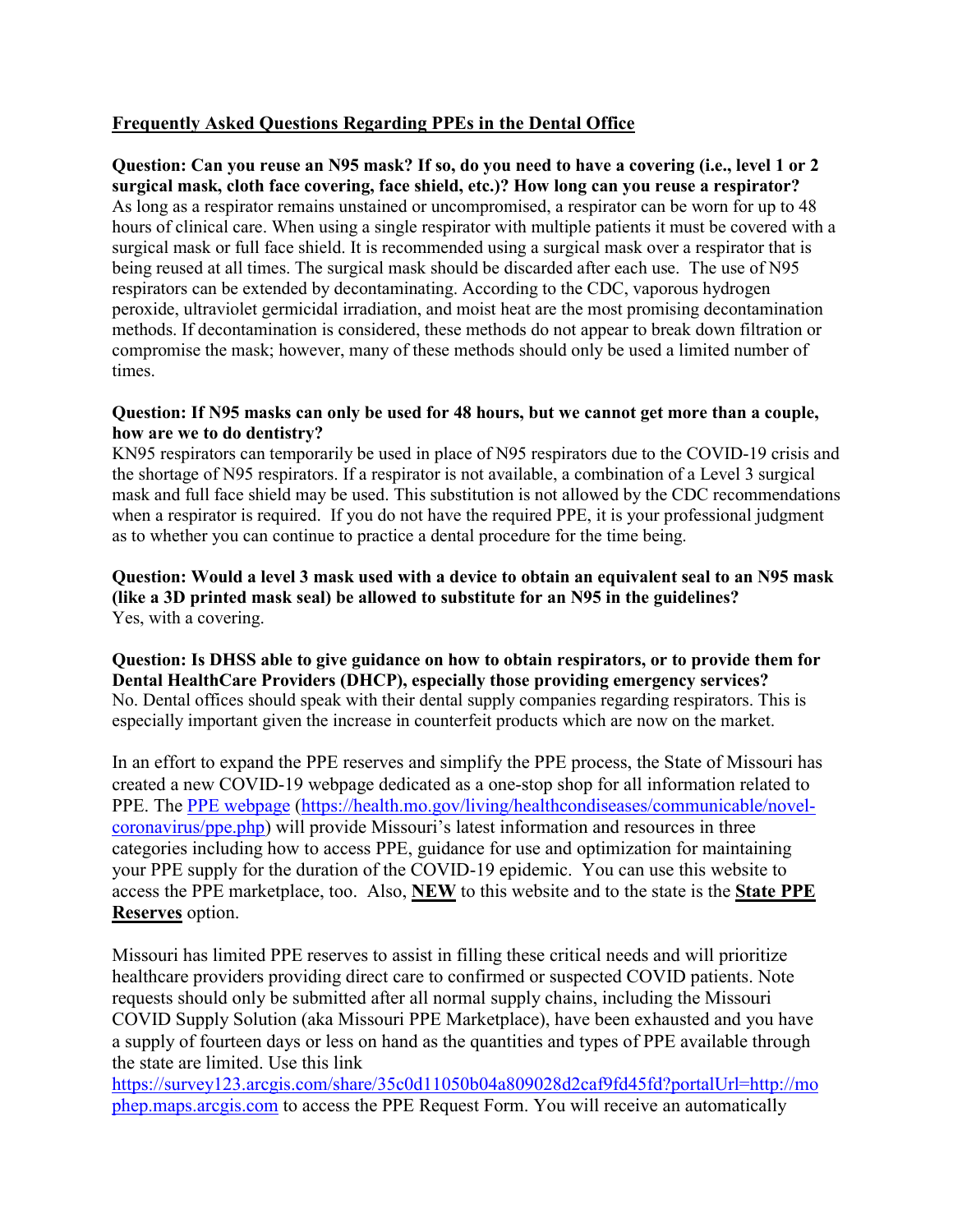## Frequently Asked Questions Regarding PPEs in the Dental Office

**Question: Can you reuse an N95 mask? If so, do you need to have a covering (i.e., level 1 or 2 surgical mask, cloth face covering, face shield, etc.)? How long can you reuse a respirator?**
As long as a respirator remains unstained or uncompromised, a respirator can be worn for up to 48 hours of clinical care. When using a single respirator with multiple patients it must be covered with a surgical mask or full face shield. It is recommended using a surgical mask over a respirator that is being reused at all times. The surgical mask should be discarded after each use. The use of N95 respirators can be extended by decontaminating. According to the CDC, vaporous hydrogen peroxide, ultraviolet germicidal irradiation, and moist heat are the most promising decontamination methods. If decontamination is considered, these methods do not appear to break down filtration or compromise the mask; however, many of these methods should only be used a limited number of times.

**Question: If N95 masks can only be used for 48 hours, but we cannot get more than a couple, how are we to do dentistry?**
KN95 respirators can temporarily be used in place of N95 respirators due to the COVID-19 crisis and the shortage of N95 respirators. If a respirator is not available, a combination of a Level 3 surgical mask and full face shield may be used. This substitution is not allowed by the CDC recommendations when a respirator is required. If you do not have the required PPE, it is your professional judgment as to whether you can continue to practice a dental procedure for the time being.

**Question: Would a level 3 mask used with a device to obtain an equivalent seal to an N95 mask (like a 3D printed mask seal) be allowed to substitute for an N95 in the guidelines?**
Yes, with a covering.

**Question: Is DHSS able to give guidance on how to obtain respirators, or to provide them for Dental HealthCare Providers (DHCP), especially those providing emergency services?**
No. Dental offices should speak with their dental supply companies regarding respirators. This is especially important given the increase in counterfeit products which are now on the market.

In an effort to expand the PPE reserves and simplify the PPE process, the State of Missouri has created a new COVID-19 webpage dedicated as a one-stop shop for all information related to PPE. The [PPE webpage](https://health.mo.gov/living/healthcondiseases/communicable/novel-coronavirus/ppe.php) (https://health.mo.gov/living/healthcondiseases/communicable/novel-coronavirus/ppe.php) will provide Missouri's latest information and resources in three categories including how to access PPE, guidance for use and optimization for maintaining your PPE supply for the duration of the COVID-19 epidemic. You can use this website to access the PPE marketplace, too. Also, **NEW** to this website and to the state is the **State PPE Reserves** option.

Missouri has limited PPE reserves to assist in filling these critical needs and will prioritize healthcare providers providing direct care to confirmed or suspected COVID patients. Note requests should only be submitted after all normal supply chains, including the Missouri COVID Supply Solution (aka Missouri PPE Marketplace), have been exhausted and you have a supply of fourteen days or less on hand as the quantities and types of PPE available through the state are limited. Use this link https://survey123.arcgis.com/share/35c0d11050b04a809028d2caf9fd45fd?portalUrl=http://mophep.maps.arcgis.com to access the PPE Request Form. You will receive an automatically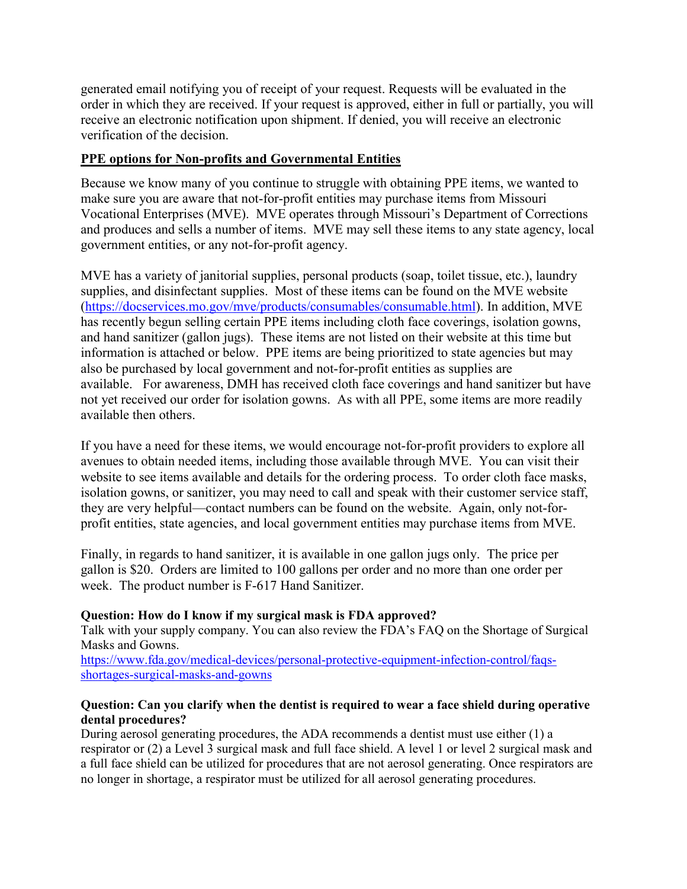generated email notifying you of receipt of your request. Requests will be evaluated in the order in which they are received. If your request is approved, either in full or partially, you will receive an electronic notification upon shipment. If denied, you will receive an electronic verification of the decision.

## PPE options for Non-profits and Governmental Entities

Because we know many of you continue to struggle with obtaining PPE items, we wanted to make sure you are aware that not-for-profit entities may purchase items from Missouri Vocational Enterprises (MVE). MVE operates through Missouri's Department of Corrections and produces and sells a number of items. MVE may sell these items to any state agency, local government entities, or any not-for-profit agency.

MVE has a variety of janitorial supplies, personal products (soap, toilet tissue, etc.), laundry supplies, and disinfectant supplies. Most of these items can be found on the MVE website ([https://docservices.mo.gov/mve/products/consumables/consumable.html](https://docservices.mo.gov/mve/products/consumables/consumable.html)). In addition, MVE has recently begun selling certain PPE items including cloth face coverings, isolation gowns, and hand sanitizer (gallon jugs). These items are not listed on their website at this time but information is attached or below. PPE items are being prioritized to state agencies but may also be purchased by local government and not-for-profit entities as supplies are available. For awareness, DMH has received cloth face coverings and hand sanitizer but have not yet received our order for isolation gowns. As with all PPE, some items are more readily available then others.

If you have a need for these items, we would encourage not-for-profit providers to explore all avenues to obtain needed items, including those available through MVE. You can visit their website to see items available and details for the ordering process. To order cloth face masks, isolation gowns, or sanitizer, you may need to call and speak with their customer service staff, they are very helpful—contact numbers can be found on the website. Again, only not-for-profit entities, state agencies, and local government entities may purchase items from MVE.

Finally, in regards to hand sanitizer, it is available in one gallon jugs only. The price per gallon is $20. Orders are limited to 100 gallons per order and no more than one order per week. The product number is F-617 Hand Sanitizer.

**Question: How do I know if my surgical mask is FDA approved?**
Talk with your supply company. You can also review the FDA's FAQ on the Shortage of Surgical Masks and Gowns.
[https://www.fda.gov/medical-devices/personal-protective-equipment-infection-control/faqs-shortages-surgical-masks-and-gowns](https://www.fda.gov/medical-devices/personal-protective-equipment-infection-control/faqs-shortages-surgical-masks-and-gowns)

**Question: Can you clarify when the dentist is required to wear a face shield during operative dental procedures?**
During aerosol generating procedures, the ADA recommends a dentist must use either (1) a respirator or (2) a Level 3 surgical mask and full face shield. A level 1 or level 2 surgical mask and a full face shield can be utilized for procedures that are not aerosol generating. Once respirators are no longer in shortage, a respirator must be utilized for all aerosol generating procedures.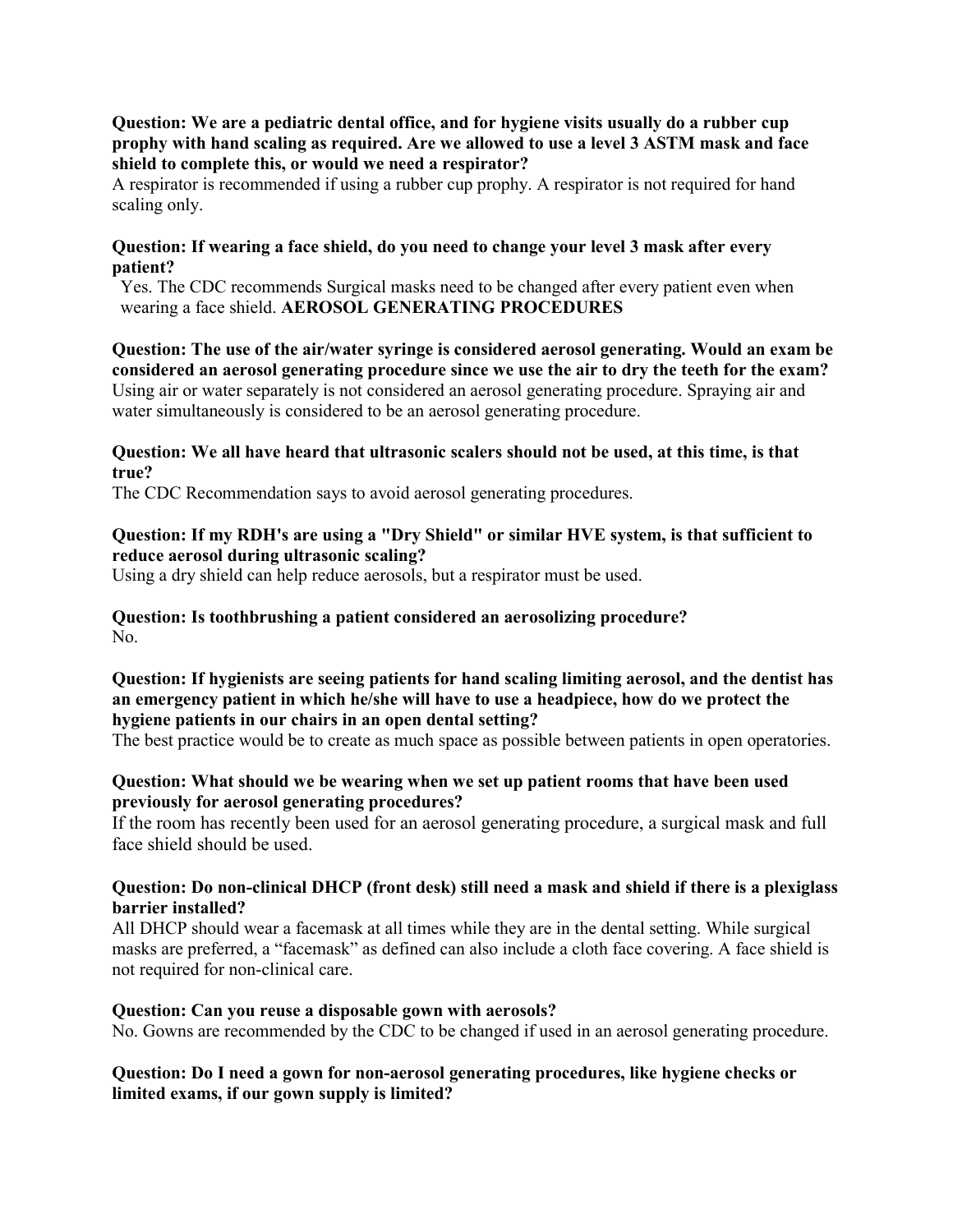**Question: We are a pediatric dental office, and for hygiene visits usually do a rubber cup prophy with hand scaling as required. Are we allowed to use a level 3 ASTM mask and face shield to complete this, or would we need a respirator?**
A respirator is recommended if using a rubber cup prophy. A respirator is not required for hand scaling only.

**Question: If wearing a face shield, do you need to change your level 3 mask after every patient?**
Yes. The CDC recommends Surgical masks need to be changed after every patient even when wearing a face shield.

## AEROSOL GENERATING PROCEDURES

**Question: The use of the air/water syringe is considered aerosol generating. Would an exam be considered an aerosol generating procedure since we use the air to dry the teeth for the exam?**
Using air or water separately is not considered an aerosol generating procedure. Spraying air and water simultaneously is considered to be an aerosol generating procedure.

**Question: We all have heard that ultrasonic scalers should not be used, at this time, is that true?**
The CDC Recommendation says to avoid aerosol generating procedures.

**Question: If my RDH's are using a "Dry Shield" or similar HVE system, is that sufficient to reduce aerosol during ultrasonic scaling?**
Using a dry shield can help reduce aerosols, but a respirator must be used.

**Question: Is toothbrushing a patient considered an aerosolizing procedure?**
No.

**Question: If hygienists are seeing patients for hand scaling limiting aerosol, and the dentist has an emergency patient in which he/she will have to use a headpiece, how do we protect the hygiene patients in our chairs in an open dental setting?**
The best practice would be to create as much space as possible between patients in open operatories.

**Question: What should we be wearing when we set up patient rooms that have been used previously for aerosol generating procedures?**
If the room has recently been used for an aerosol generating procedure, a surgical mask and full face shield should be used.

**Question: Do non-clinical DHCP (front desk) still need a mask and shield if there is a plexiglass barrier installed?**
All DHCP should wear a facemask at all times while they are in the dental setting. While surgical masks are preferred, a "facemask" as defined can also include a cloth face covering. A face shield is not required for non-clinical care.

**Question: Can you reuse a disposable gown with aerosols?**
No. Gowns are recommended by the CDC to be changed if used in an aerosol generating procedure.

**Question: Do I need a gown for non-aerosol generating procedures, like hygiene checks or limited exams, if our gown supply is limited?**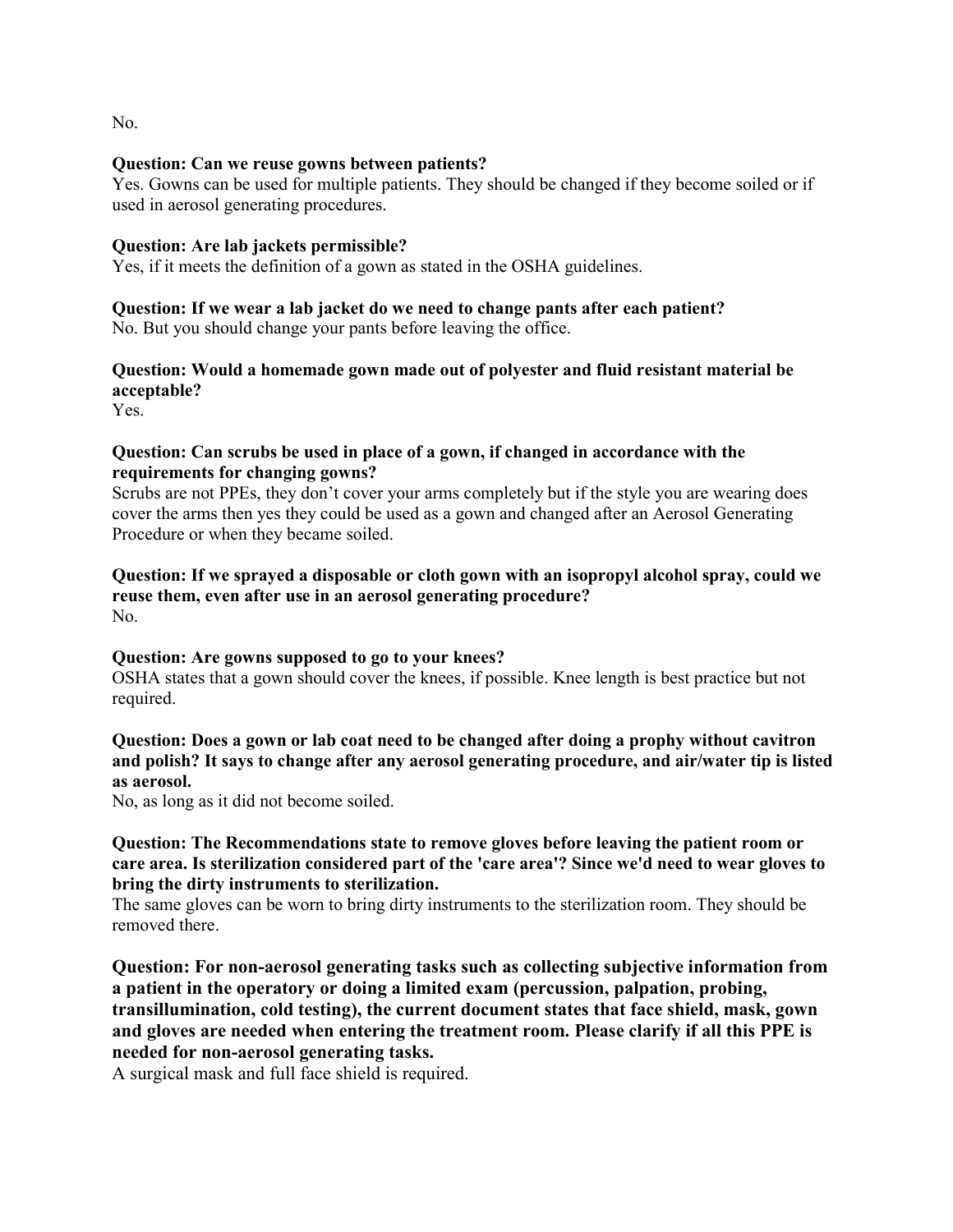No.

**Question: Can we reuse gowns between patients?**
Yes. Gowns can be used for multiple patients. They should be changed if they become soiled or if used in aerosol generating procedures.

**Question: Are lab jackets permissible?**
Yes, if it meets the definition of a gown as stated in the OSHA guidelines.

**Question: If we wear a lab jacket do we need to change pants after each patient?**
No. But you should change your pants before leaving the office.

**Question: Would a homemade gown made out of polyester and fluid resistant material be acceptable?**
Yes.

**Question: Can scrubs be used in place of a gown, if changed in accordance with the requirements for changing gowns?**
Scrubs are not PPEs, they don't cover your arms completely but if the style you are wearing does cover the arms then yes they could be used as a gown and changed after an Aerosol Generating Procedure or when they became soiled.

**Question: If we sprayed a disposable or cloth gown with an isopropyl alcohol spray, could we reuse them, even after use in an aerosol generating procedure?**
No.

**Question: Are gowns supposed to go to your knees?**
OSHA states that a gown should cover the knees, if possible. Knee length is best practice but not required.

**Question: Does a gown or lab coat need to be changed after doing a prophy without cavitron and polish? It says to change after any aerosol generating procedure, and air/water tip is listed as aerosol.**
No, as long as it did not become soiled.

**Question: The Recommendations state to remove gloves before leaving the patient room or care area. Is sterilization considered part of the 'care area'? Since we'd need to wear gloves to bring the dirty instruments to sterilization.**
The same gloves can be worn to bring dirty instruments to the sterilization room. They should be removed there.

**Question: For non-aerosol generating tasks such as collecting subjective information from a patient in the operatory or doing a limited exam (percussion, palpation, probing, transillumination, cold testing), the current document states that face shield, mask, gown and gloves are needed when entering the treatment room. Please clarify if all this PPE is needed for non-aerosol generating tasks.**
A surgical mask and full face shield is required.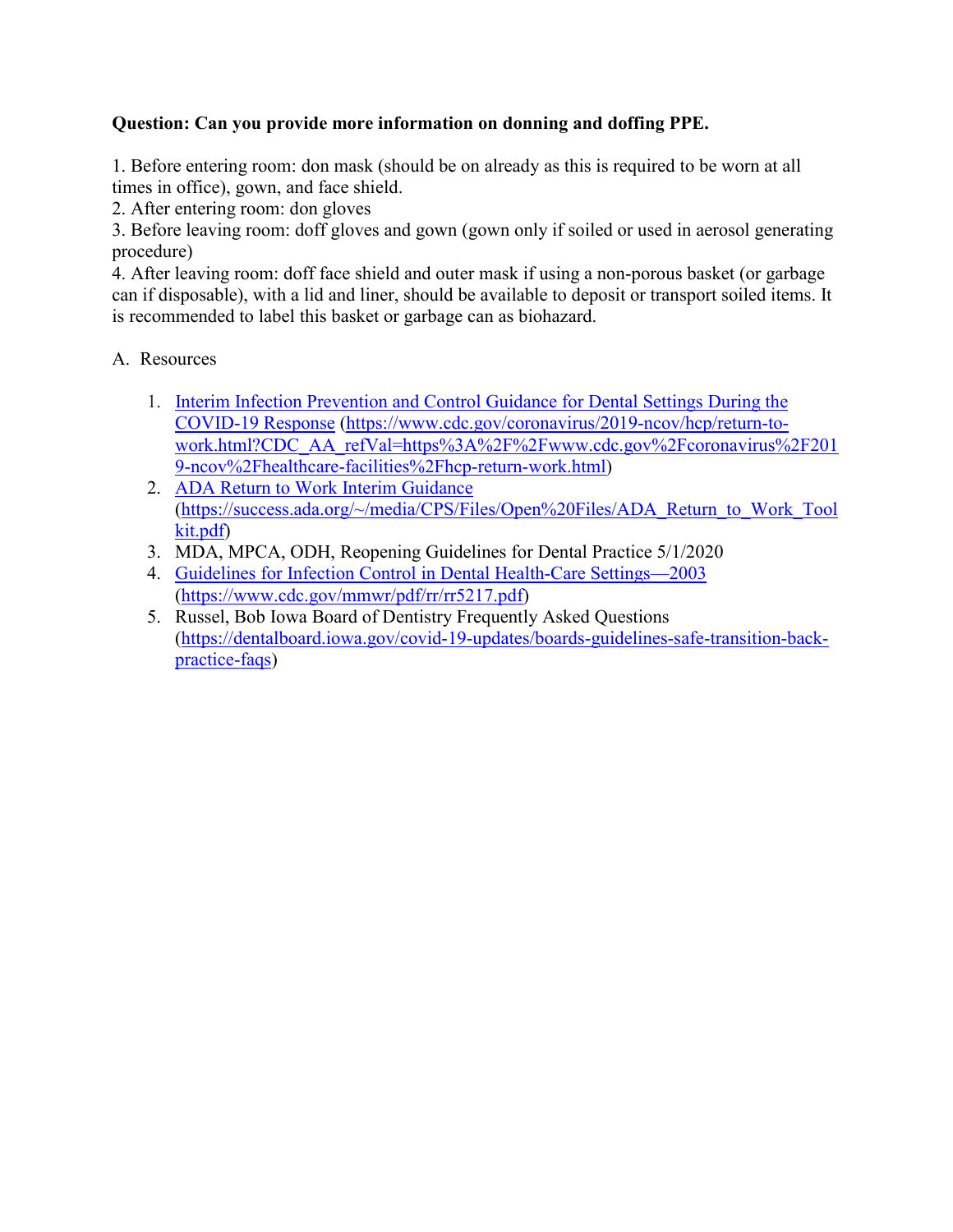**Question: Can you provide more information on donning and doffing PPE.**

1. Before entering room: don mask (should be on already as this is required to be worn at all times in office), gown, and face shield.
2. After entering room: don gloves
3. Before leaving room: doff gloves and gown (gown only if soiled or used in aerosol generating procedure)
4. After leaving room: doff face shield and outer mask if using a non-porous basket (or garbage can if disposable), with a lid and liner, should be available to deposit or transport soiled items. It is recommended to label this basket or garbage can as biohazard.

A. Resources

1. [Interim Infection Prevention and Control Guidance for Dental Settings During the COVID-19 Response](https://www.cdc.gov/coronavirus/2019-ncov/hcp/return-to-work.html?CDC_AA_refVal=https%3A%2F%2Fwww.cdc.gov%2Fcoronavirus%2F2019-ncov%2Fhealthcare-facilities%2Fhcp-return-work.html) (https://www.cdc.gov/coronavirus/2019-ncov/hcp/return-to-work.html?CDC_AA_refVal=https%3A%2F%2Fwww.cdc.gov%2Fcoronavirus%2F2019-ncov%2Fhealthcare-facilities%2Fhcp-return-work.html)
2. [ADA Return to Work Interim Guidance](https://success.ada.org/~/media/CPS/Files/Open%20Files/ADA_Return_to_Work_Toolkit.pdf) (https://success.ada.org/~/media/CPS/Files/Open%20Files/ADA_Return_to_Work_Toolkit.pdf)
3. MDA, MPCA, ODH, Reopening Guidelines for Dental Practice 5/1/2020
4. [Guidelines for Infection Control in Dental Health-Care Settings—2003](https://www.cdc.gov/mmwr/pdf/rr/rr5217.pdf) (https://www.cdc.gov/mmwr/pdf/rr/rr5217.pdf)
5. Russel, Bob Iowa Board of Dentistry Frequently Asked Questions (https://dentalboard.iowa.gov/covid-19-updates/boards-guidelines-safe-transition-back-practice-faqs)